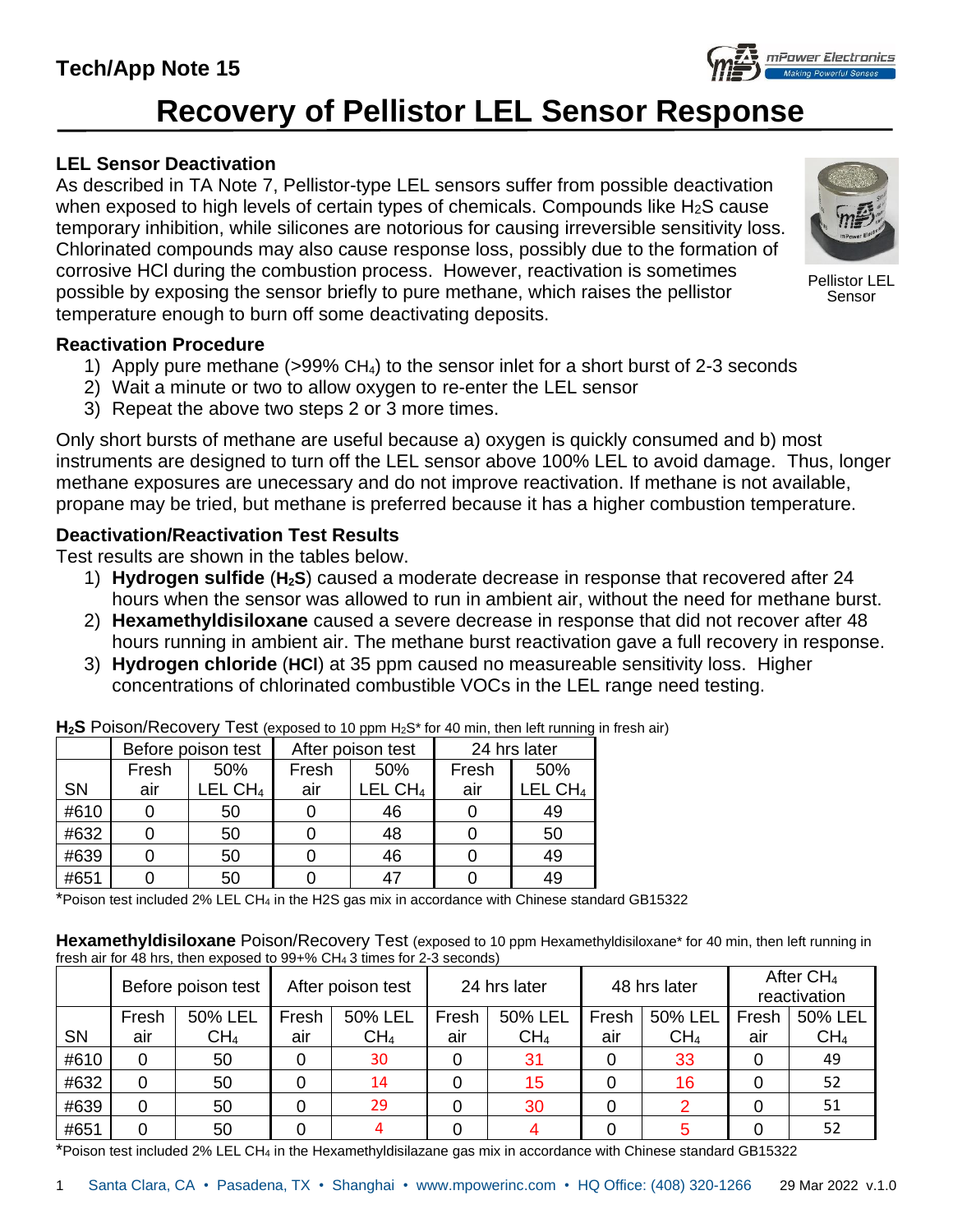# Tech/App Note 15

# Recovery of Pellistor LEL Sensor Response

## LEL Sensor Deactivation

As described in TA Note 7, Pellistor-type LEL sensors suffer from possible deactivation when exposed to high levels of certain types of chemicals. Compounds like $H_2S$ cause temporary inhibition, while silicones are notorious for causing irreversible sensitivity loss. Chlorinated compounds may also cause response loss, possibly due to the formation of corrosive HCl during the combustion process. However, reactivation is sometimes possible by exposing the sensor briefly to pure methane, which raises the pellistor temperature enough to burn off some deactivating deposits.

Pellistor LEL Sensor

## Reactivation Procedure

1) Apply pure methane (>99% $CH_4$) to the sensor inlet for a short burst of 2-3 seconds
2) Wait a minute or two to allow oxygen to re-enter the LEL sensor
3) Repeat the above two steps 2 or 3 more times.

Only short bursts of methane are useful because a) oxygen is quickly consumed and b) most instruments are designed to turn off the LEL sensor above 100% LEL to avoid damage. Thus, longer methane exposures are unecessary and do not improve reactivation. If methane is not available, propane may be tried, but methane is preferred because it has a higher combustion temperature.

## Deactivation/Reactivation Test Results

Test results are shown in the tables below.

1) **Hydrogen sulfide** (**$H_2S$**) caused a moderate decrease in response that recovered after 24 hours when the sensor was allowed to run in ambient air, without the need for methane burst.
2) **Hexamethyldisiloxane** caused a severe decrease in response that did not recover after 48 hours running in ambient air. The methane burst reactivation gave a full recovery in response.
3) **Hydrogen chloride** (**HCl**) at 35 ppm caused no measureable sensitivity loss. Higher concentrations of chlorinated combustible VOCs in the LEL range need testing.

**$H_2S$** Poison/Recovery Test (exposed to 10 ppm $H_2S$* for 40 min, then left running in fresh air)

| | Before poison test | | After poison test | | 24 hrs later | |
|---|---|---|---|---|---|---|
| SN | Fresh air | 50% LEL $CH_4$ | Fresh air | 50% LEL $CH_4$ | Fresh air | 50% LEL $CH_4$ |
| #610 | 0 | 50 | 0 | 46 | 0 | 49 |
| #632 | 0 | 50 | 0 | 48 | 0 | 50 |
| #639 | 0 | 50 | 0 | 46 | 0 | 49 |
| #651 | 0 | 50 | 0 | 47 | 0 | 49 |

*Poison test included 2% LEL $CH_4$ in the H2S gas mix in accordance with Chinese standard GB15322

**Hexamethyldisiloxane** Poison/Recovery Test (exposed to 10 ppm Hexamethyldisiloxane* for 40 min, then left running in fresh air for 48 hrs, then exposed to 99+% $CH_4$ 3 times for 2-3 seconds)

| | Before poison test | | After poison test | | 24 hrs later | | 48 hrs later | | After $CH_4$ reactivation | |
|---|---|---|---|---|---|---|---|---|---|---|
| SN | Fresh air | 50% LEL $CH_4$ | Fresh air | 50% LEL $CH_4$ | Fresh air | 50% LEL $CH_4$ | Fresh air | 50% LEL $CH_4$ | Fresh air | 50% LEL $CH_4$ |
| #610 | 0 | 50 | 0 | 30 | 0 | 31 | 0 | 33 | 0 | 49 |
| #632 | 0 | 50 | 0 | 14 | 0 | 15 | 0 | 16 | 0 | 52 |
| #639 | 0 | 50 | 0 | 29 | 0 | 30 | 0 | 2 | 0 | 51 |
| #651 | 0 | 50 | 0 | 4 | 0 | 4 | 0 | 5 | 0 | 52 |

*Poison test included 2% LEL $CH_4$ in the Hexamethyldisilazane gas mix in accordance with Chinese standard GB15322

Santa Clara, CA • Pasadena, TX • Shanghai • www.mpowerinc.com • HQ Office: (408) 320-1266 29 Mar 2022 v.1.0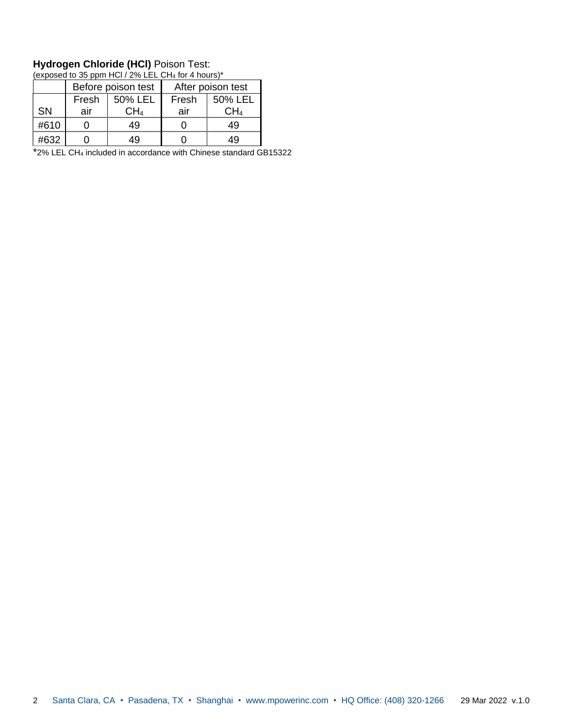**Hydrogen Chloride (HCl)** Poison Test:

(exposed to 35 ppm HCl / 2% LEL $CH_4$ for 4 hours)*

| | Before poison test | | After poison test | |
|---|---|---|---|---|
| SN | Fresh air | 50% LEL $CH_4$ | Fresh air | 50% LEL $CH_4$ |
| #610 | 0 | 49 | 0 | 49 |
| #632 | 0 | 49 | 0 | 49 |

*2% LEL $CH_4$ included in accordance with Chinese standard GB15322